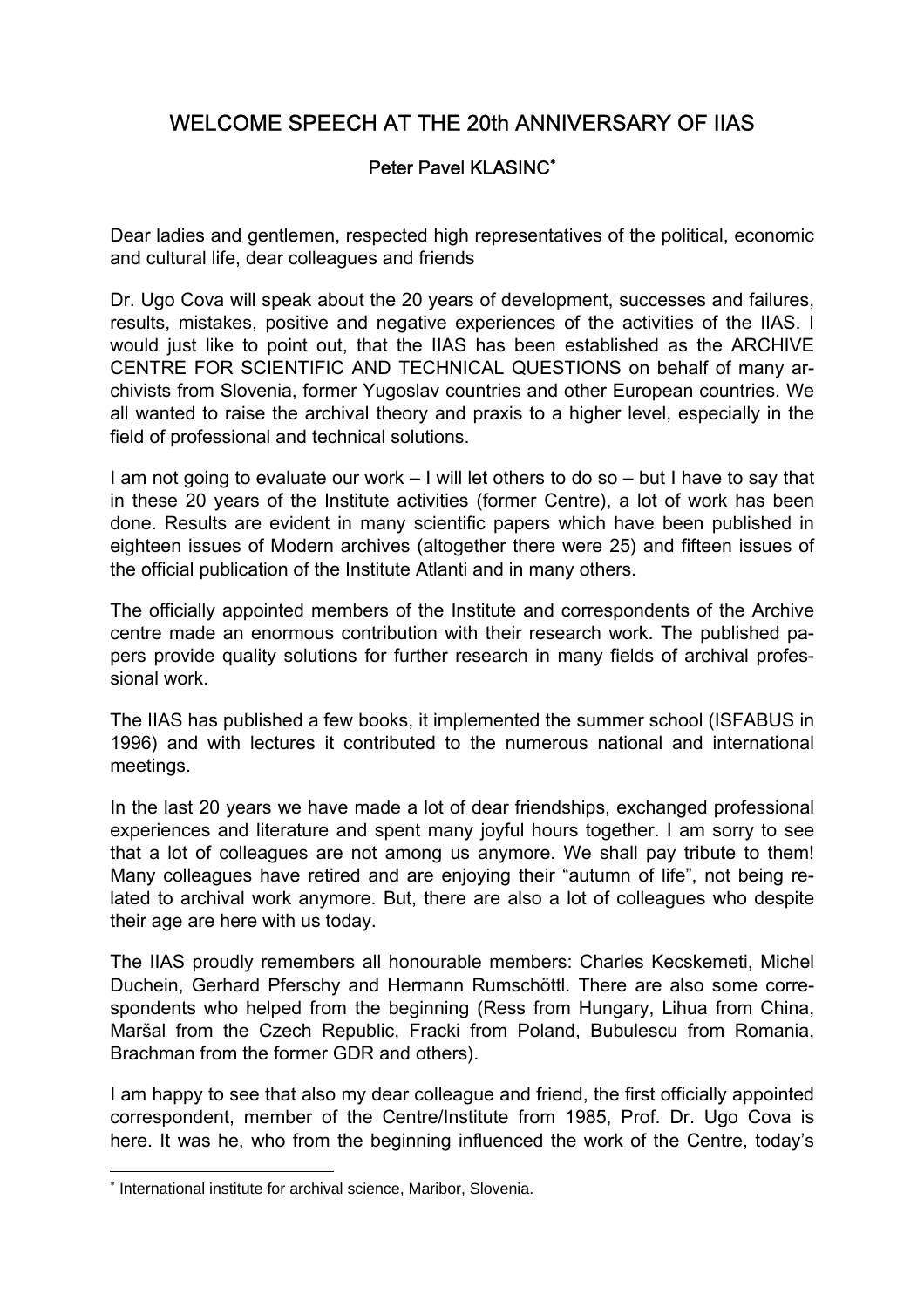# WELCOME SPEECH AT THE 20th ANNIVERSARY OF IIAS

## Peter Pavel KLASINC*

Dear ladies and gentlemen, respected high representatives of the political, economic and cultural life, dear colleagues and friends

Dr. Ugo Cova will speak about the 20 years of development, successes and failures, results, mistakes, positive and negative experiences of the activities of the IIAS. I would just like to point out, that the IIAS has been established as the ARCHIVE CENTRE FOR SCIENTIFIC AND TECHNICAL QUESTIONS on behalf of many archivists from Slovenia, former Yugoslav countries and other European countries. We all wanted to raise the archival theory and praxis to a higher level, especially in the field of professional and technical solutions.

I am not going to evaluate our work – I will let others to do so – but I have to say that in these 20 years of the Institute activities (former Centre), a lot of work has been done. Results are evident in many scientific papers which have been published in eighteen issues of Modern archives (altogether there were 25) and fifteen issues of the official publication of the Institute Atlanti and in many others.

The officially appointed members of the Institute and correspondents of the Archive centre made an enormous contribution with their research work. The published papers provide quality solutions for further research in many fields of archival professional work.

The IIAS has published a few books, it implemented the summer school (ISFABUS in 1996) and with lectures it contributed to the numerous national and international meetings.

In the last 20 years we have made a lot of dear friendships, exchanged professional experiences and literature and spent many joyful hours together. I am sorry to see that a lot of colleagues are not among us anymore. We shall pay tribute to them! Many colleagues have retired and are enjoying their "autumn of life", not being related to archival work anymore. But, there are also a lot of colleagues who despite their age are here with us today.

The IIAS proudly remembers all honourable members: Charles Kecskemeti, Michel Duchein, Gerhard Pferschy and Hermann Rumschöttl. There are also some correspondents who helped from the beginning (Ress from Hungary, Lihua from China, Maršal from the Czech Republic, Fracki from Poland, Bubulescu from Romania, Brachman from the former GDR and others).

I am happy to see that also my dear colleague and friend, the first officially appointed correspondent, member of the Centre/Institute from 1985, Prof. Dr. Ugo Cova is here. It was he, who from the beginning influenced the work of the Centre, today's

* International institute for archival science, Maribor, Slovenia.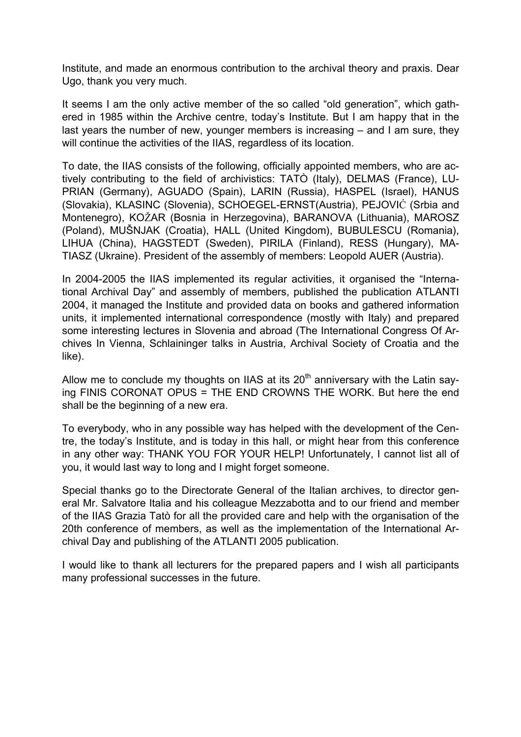Institute, and made an enormous contribution to the archival theory and praxis. Dear Ugo, thank you very much.

It seems I am the only active member of the so called "old generation", which gathered in 1985 within the Archive centre, today's Institute. But I am happy that in the last years the number of new, younger members is increasing – and I am sure, they will continue the activities of the IIAS, regardless of its location.

To date, the IIAS consists of the following, officially appointed members, who are actively contributing to the field of archivistics: TATÒ (Italy), DELMAS (France), LUPRIAN (Germany), AGUADO (Spain), LARIN (Russia), HASPEL (Israel), HANUS (Slovakia), KLASINC (Slovenia), SCHOEGEL-ERNST(Austria), PEJOVIĆ (Srbia and Montenegro), KOŽAR (Bosnia in Herzegovina), BARANOVA (Lithuania), MAROSZ (Poland), MUŠNJAK (Croatia), HALL (United Kingdom), BUBULESCU (Romania), LIHUA (China), HAGSTEDT (Sweden), PIRILA (Finland), RESS (Hungary), MATIASZ (Ukraine). President of the assembly of members: Leopold AUER (Austria).

In 2004-2005 the IIAS implemented its regular activities, it organised the "International Archival Day" and assembly of members, published the publication ATLANTI 2004, it managed the Institute and provided data on books and gathered information units, it implemented international correspondence (mostly with Italy) and prepared some interesting lectures in Slovenia and abroad (The International Congress Of Archives In Vienna, Schlaininger talks in Austria, Archival Society of Croatia and the like).

Allow me to conclude my thoughts on IIAS at its 20th anniversary with the Latin saying FINIS CORONAT OPUS = THE END CROWNS THE WORK. But here the end shall be the beginning of a new era.

To everybody, who in any possible way has helped with the development of the Centre, the today's Institute, and is today in this hall, or might hear from this conference in any other way: THANK YOU FOR YOUR HELP! Unfortunately, I cannot list all of you, it would last way to long and I might forget someone.

Special thanks go to the Directorate General of the Italian archives, to director general Mr. Salvatore Italia and his colleague Mezzabotta and to our friend and member of the IIAS Grazia Tatò for all the provided care and help with the organisation of the 20th conference of members, as well as the implementation of the International Archival Day and publishing of the ATLANTI 2005 publication.

I would like to thank all lecturers for the prepared papers and I wish all participants many professional successes in the future.